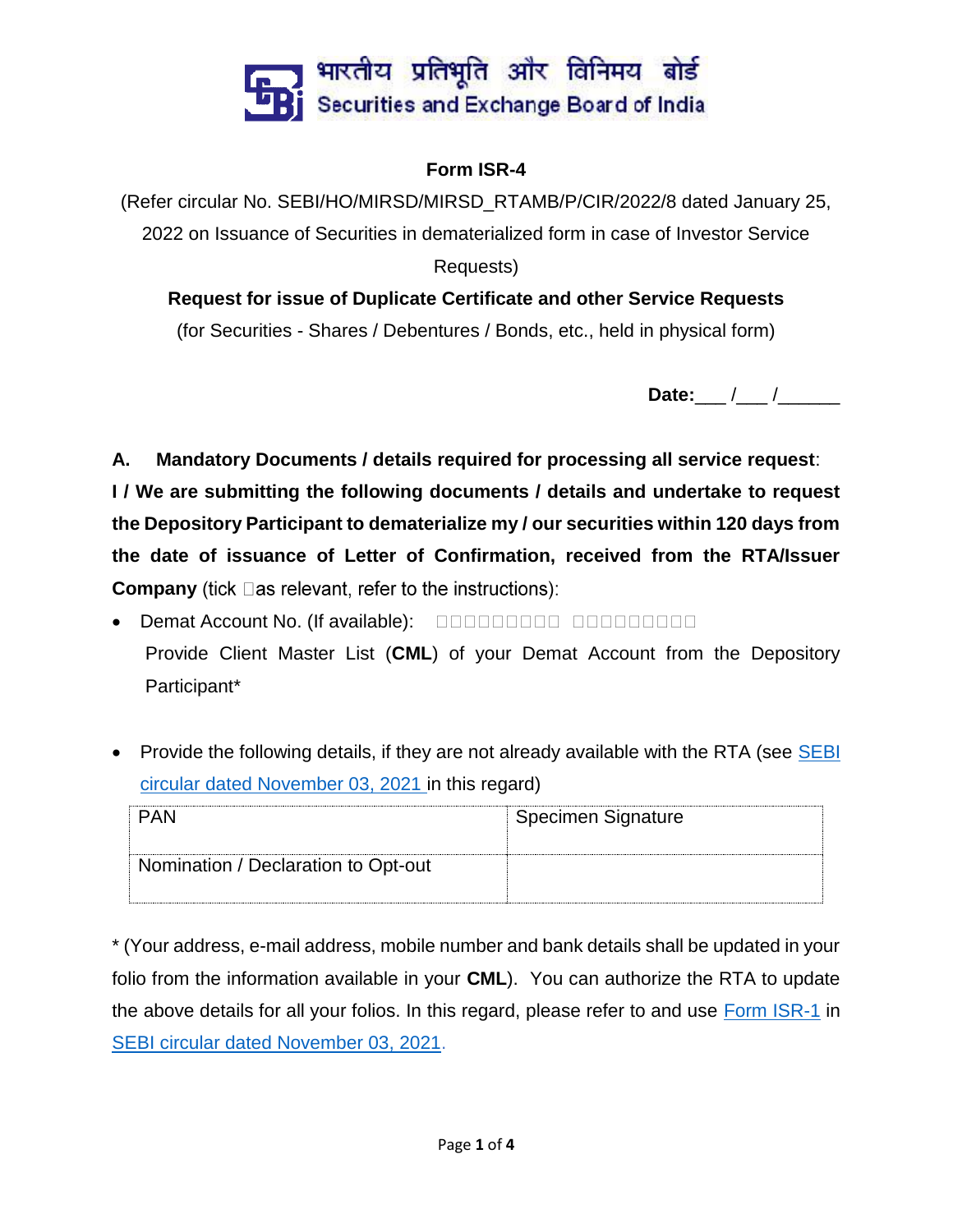भारतीय प्रतिभूति और विनिमय बोर्ड
Securities and Exchange Board of India

## Form ISR-4

(Refer circular No. SEBI/HO/MIRSD/MIRSD_RTAMB/P/CIR/2022/8 dated January 25, 2022 on Issuance of Securities in dematerialized form in case of Investor Service Requests)

**Request for issue of Duplicate Certificate and other Service Requests**

(for Securities - Shares / Debentures / Bonds, etc., held in physical form)

**Date:**___ /___ /______

**A. Mandatory Documents / details required for processing all service request**:

**I / We are submitting the following documents / details and undertake to request the Depository Participant to dematerialize my / our securities within 120 days from the date of issuance of Letter of Confirmation, received from the RTA/Issuer Company** (tick □as relevant, refer to the instructions):

- Demat Account No. (If available): □□□□□□□□□□ □□□□□□□□□□
  Provide Client Master List (**CML**) of your Demat Account from the Depository Participant*

- Provide the following details, if they are not already available with the RTA (see SEBI circular dated November 03, 2021 in this regard)

| PAN | Specimen Signature |
|---|---|
| Nomination / Declaration to Opt-out | |

* (Your address, e-mail address, mobile number and bank details shall be updated in your folio from the information available in your **CML**). You can authorize the RTA to update the above details for all your folios. In this regard, please refer to and use Form ISR-1 in SEBI circular dated November 03, 2021.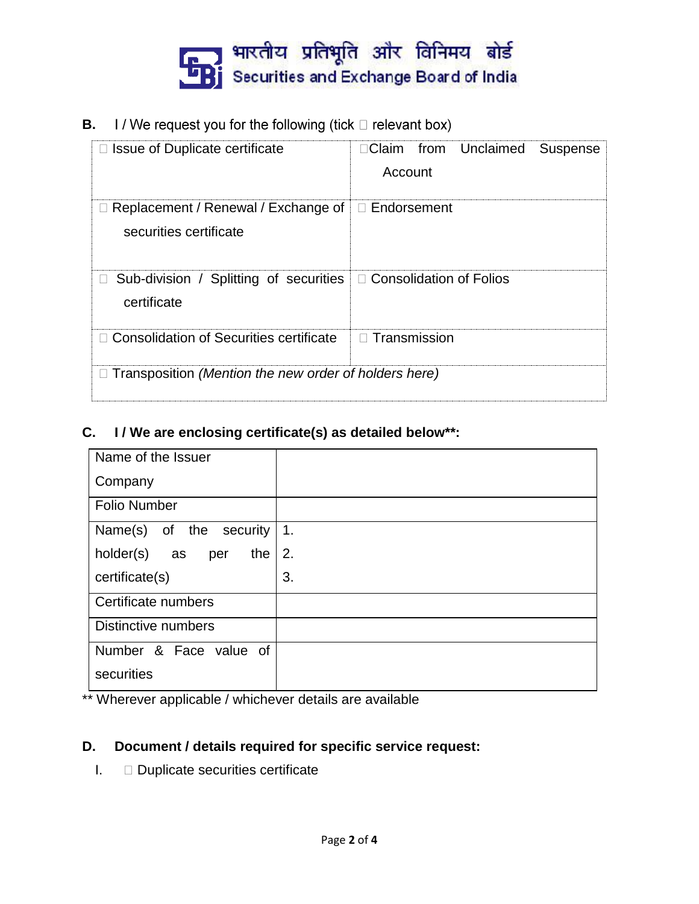भारतीय प्रतिभूति और विनिमय बोर्ड
Securities and Exchange Board of India

**B.** I / We request you for the following (tick ☐ relevant box)

| | |
|---|---|
| ☐ Issue of Duplicate certificate | ☐Claim from Unclaimed Suspense Account |
| ☐ Replacement / Renewal / Exchange of securities certificate | ☐ Endorsement |
| ☐ Sub-division / Splitting of securities certificate | ☐ Consolidation of Folios |
| ☐ Consolidation of Securities certificate | ☐ Transmission |
| ☐ Transposition *(Mention the new order of holders here)* | |

**C. I / We are enclosing certificate(s) as detailed below\*\*:**

| | |
|---|---|
| Name of the Issuer Company | |
| Folio Number | |
| Name(s) of the security holder(s) as per the certificate(s) | 1.<br>2.<br>3. |
| Certificate numbers | |
| Distinctive numbers | |
| Number & Face value of securities | |

\*\* Wherever applicable / whichever details are available

**D. Document / details required for specific service request:**

I. ☐ Duplicate securities certificate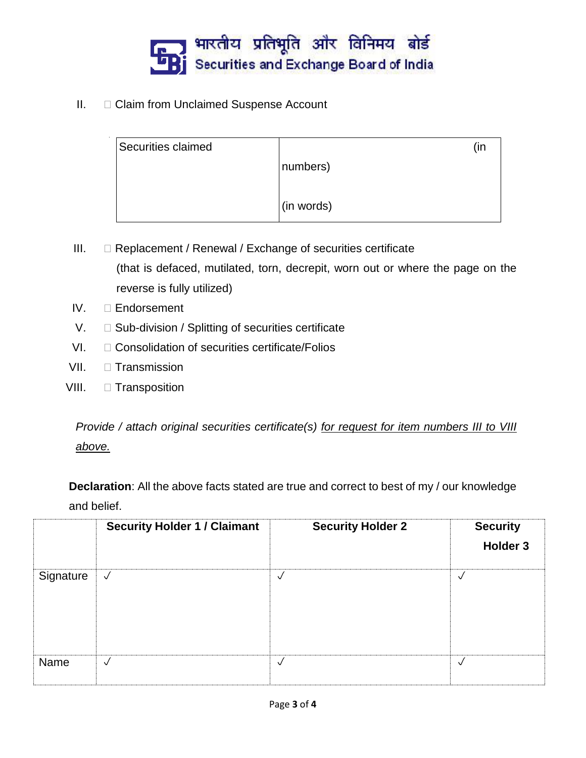भारतीय प्रतिभूति और विनिमय बोर्ड
Securities and Exchange Board of India

II. ☐ Claim from Unclaimed Suspense Account

| Securities claimed | (in numbers)<br><br>(in words) |
|---|---|

III. ☐ Replacement / Renewal / Exchange of securities certificate
(that is defaced, mutilated, torn, decrepit, worn out or where the page on the reverse is fully utilized)

IV. ☐ Endorsement

V. ☐ Sub-division / Splitting of securities certificate

VI. ☐ Consolidation of securities certificate/Folios

VII. ☐ Transmission

VIII. ☐ Transposition

*Provide / attach original securities certificate(s) <u>for request for item numbers III to VIII above.</u>*

**Declaration**: All the above facts stated are true and correct to best of my / our knowledge and belief.

| | **Security Holder 1 / Claimant** | **Security Holder 2** | **Security Holder 3** |
|---|---|---|---|
| Signature | ✓ | ✓ | ✓ |
| Name | ✓ | ✓ | ✓ |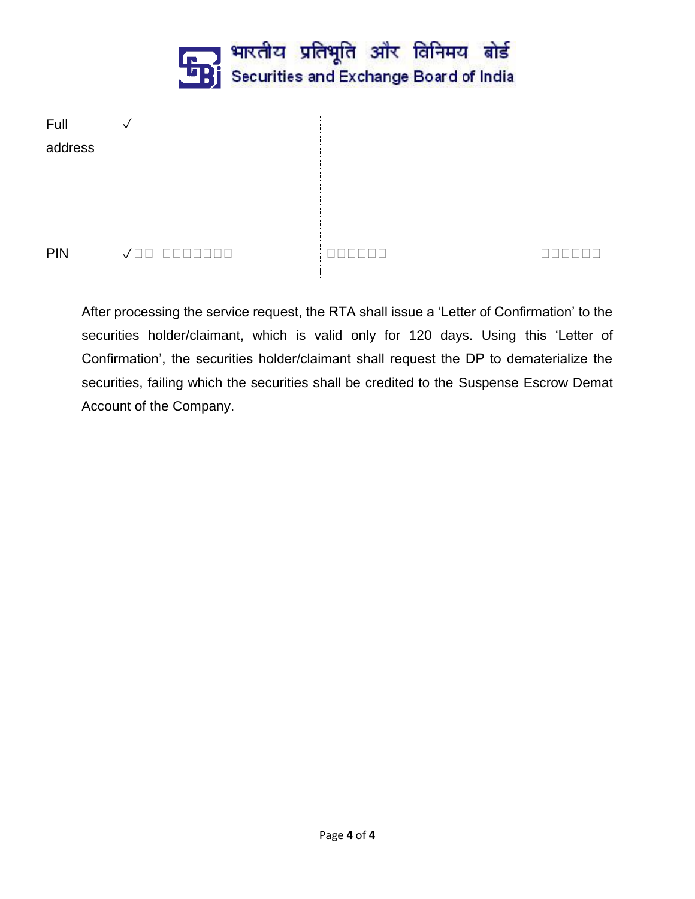| | | | |
|---|---|---|---|
| Full address | ✓ | | |
| PIN | ✓□□ □□□□□□□ | □□□□□□ | □□□□□□ |

After processing the service request, the RTA shall issue a 'Letter of Confirmation' to the securities holder/claimant, which is valid only for 120 days. Using this 'Letter of Confirmation', the securities holder/claimant shall request the DP to dematerialize the securities, failing which the securities shall be credited to the Suspense Escrow Demat Account of the Company.